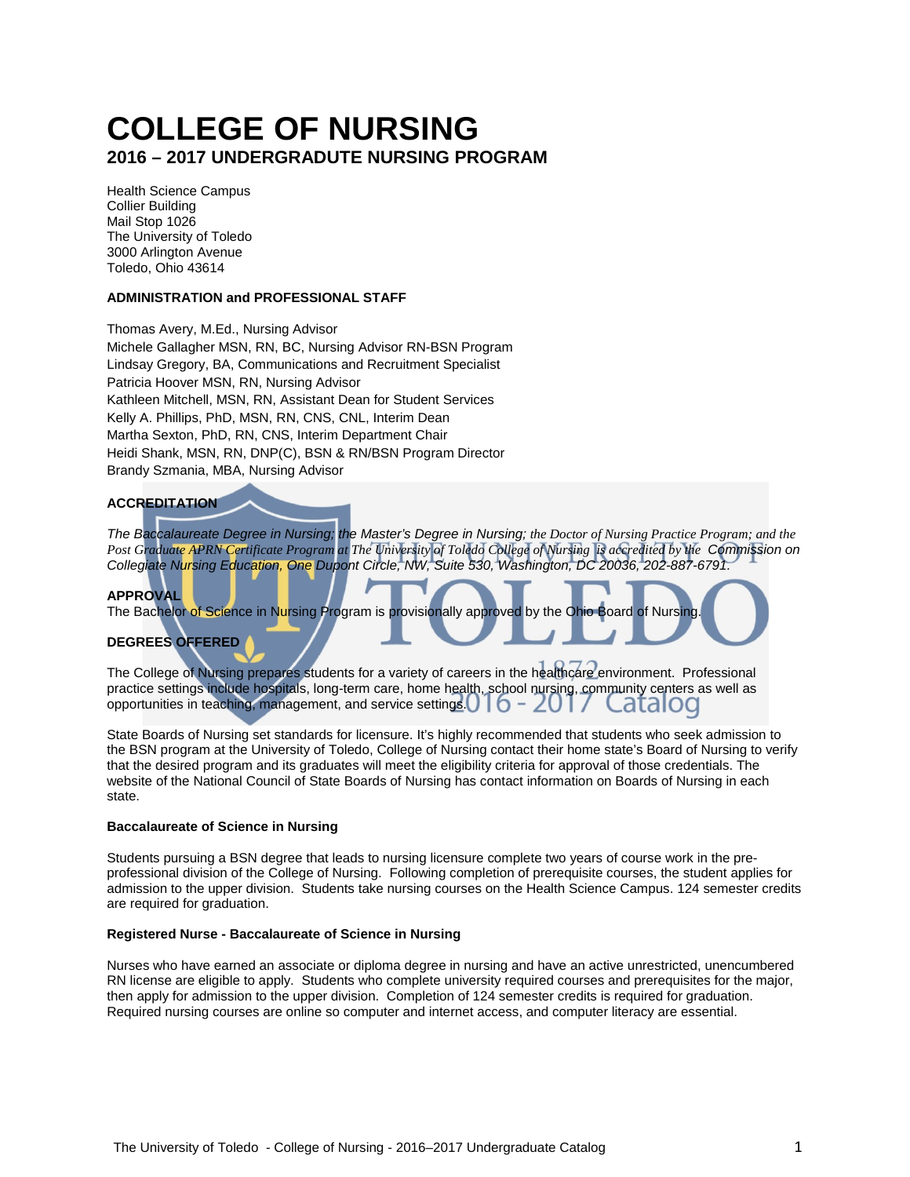# COLLEGE OF NURSING

## 2016 – 2017 UNDERGRADUTE NURSING PROGRAM

Health Science Campus
Collier Building
Mail Stop 1026
The University of Toledo
3000 Arlington Avenue
Toledo, Ohio 43614

**ADMINISTRATION and PROFESSIONAL STAFF**

Thomas Avery, M.Ed., Nursing Advisor
Michele Gallagher MSN, RN, BC, Nursing Advisor RN-BSN Program
Lindsay Gregory, BA, Communications and Recruitment Specialist
Patricia Hoover MSN, RN, Nursing Advisor
Kathleen Mitchell, MSN, RN, Assistant Dean for Student Services
Kelly A. Phillips, PhD, MSN, RN, CNS, CNL, Interim Dean
Martha Sexton, PhD, RN, CNS, Interim Department Chair
Heidi Shank, MSN, RN, DNP(C), BSN & RN/BSN Program Director
Brandy Szmania, MBA, Nursing Advisor

**ACCREDITATION**

*The Baccalaureate Degree in Nursing; the Master's Degree in Nursing; the Doctor of Nursing Practice Program; and the Post Graduate APRN Certificate Program at The University of Toledo College of Nursing is accredited by the Commission on Collegiate Nursing Education, One Dupont Circle, NW, Suite 530, Washington, DC 20036, 202-887-6791.*

**APPROVAL**
The Bachelor of Science in Nursing Program is provisionally approved by the Ohio Board of Nursing.

**DEGREES OFFERED**

The College of Nursing prepares students for a variety of careers in the healthcare environment. Professional practice settings include hospitals, long-term care, home health, school nursing, community centers as well as opportunities in teaching, management, and service settings.

State Boards of Nursing set standards for licensure. It's highly recommended that students who seek admission to the BSN program at the University of Toledo, College of Nursing contact their home state's Board of Nursing to verify that the desired program and its graduates will meet the eligibility criteria for approval of those credentials. The website of the National Council of State Boards of Nursing has contact information on Boards of Nursing in each state.

**Baccalaureate of Science in Nursing**

Students pursuing a BSN degree that leads to nursing licensure complete two years of course work in the pre-professional division of the College of Nursing. Following completion of prerequisite courses, the student applies for admission to the upper division. Students take nursing courses on the Health Science Campus. 124 semester credits are required for graduation.

**Registered Nurse - Baccalaureate of Science in Nursing**

Nurses who have earned an associate or diploma degree in nursing and have an active unrestricted, unencumbered RN license are eligible to apply. Students who complete university required courses and prerequisites for the major, then apply for admission to the upper division. Completion of 124 semester credits is required for graduation. Required nursing courses are online so computer and internet access, and computer literacy are essential.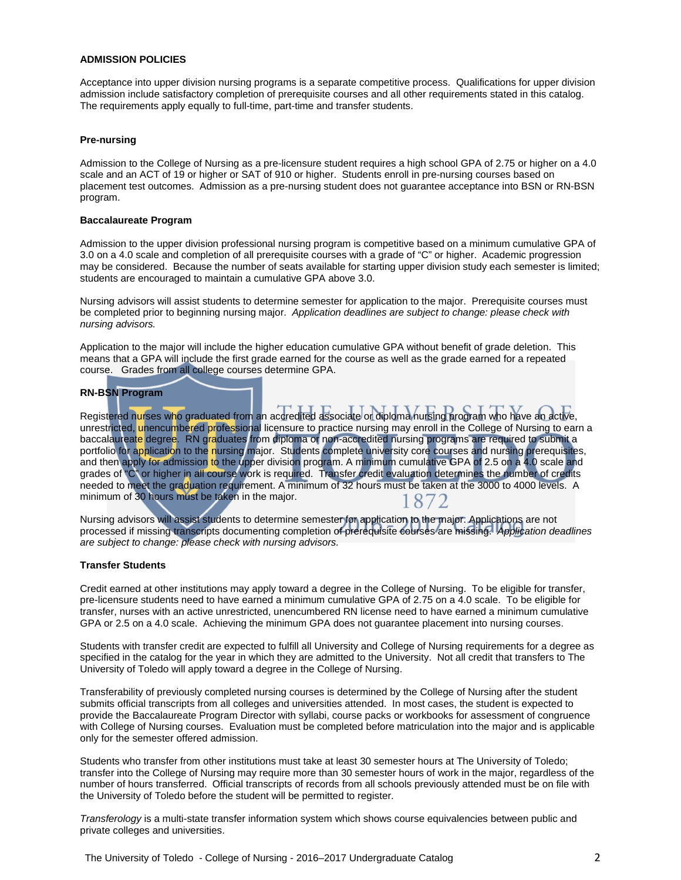## ADMISSION POLICIES

Acceptance into upper division nursing programs is a separate competitive process. Qualifications for upper division admission include satisfactory completion of prerequisite courses and all other requirements stated in this catalog. The requirements apply equally to full-time, part-time and transfer students.

### Pre-nursing

Admission to the College of Nursing as a pre-licensure student requires a high school GPA of 2.75 or higher on a 4.0 scale and an ACT of 19 or higher or SAT of 910 or higher. Students enroll in pre-nursing courses based on placement test outcomes. Admission as a pre-nursing student does not guarantee acceptance into BSN or RN-BSN program.

### Baccalaureate Program

Admission to the upper division professional nursing program is competitive based on a minimum cumulative GPA of 3.0 on a 4.0 scale and completion of all prerequisite courses with a grade of "C" or higher. Academic progression may be considered. Because the number of seats available for starting upper division study each semester is limited; students are encouraged to maintain a cumulative GPA above 3.0.

Nursing advisors will assist students to determine semester for application to the major. Prerequisite courses must be completed prior to beginning nursing major. *Application deadlines are subject to change: please check with nursing advisors.*

Application to the major will include the higher education cumulative GPA without benefit of grade deletion. This means that a GPA will include the first grade earned for the course as well as the grade earned for a repeated course. Grades from all college courses determine GPA.

### RN-BSN Program

Registered nurses who graduated from an accredited associate or diploma nursing program who have an active, unrestricted, unencumbered professional licensure to practice nursing may enroll in the College of Nursing to earn a baccalaureate degree. RN graduates from diploma or non-accredited nursing programs are required to submit a portfolio for application to the nursing major. Students complete university core courses and nursing prerequisites, and then apply for admission to the upper division program. A minimum cumulative GPA of 2.5 on a 4.0 scale and grades of "C" or higher in all course work is required. Transfer credit evaluation determines the number of credits needed to meet the graduation requirement. A minimum of 32 hours must be taken at the 3000 to 4000 levels. A minimum of 30 hours must be taken in the major.

Nursing advisors will assist students to determine semester for application to the major. Applications are not processed if missing transcripts documenting completion of prerequisite courses are missing. *Application deadlines are subject to change: please check with nursing advisors.*

### Transfer Students

Credit earned at other institutions may apply toward a degree in the College of Nursing. To be eligible for transfer, pre-licensure students need to have earned a minimum cumulative GPA of 2.75 on a 4.0 scale. To be eligible for transfer, nurses with an active unrestricted, unencumbered RN license need to have earned a minimum cumulative GPA or 2.5 on a 4.0 scale. Achieving the minimum GPA does not guarantee placement into nursing courses.

Students with transfer credit are expected to fulfill all University and College of Nursing requirements for a degree as specified in the catalog for the year in which they are admitted to the University. Not all credit that transfers to The University of Toledo will apply toward a degree in the College of Nursing.

Transferability of previously completed nursing courses is determined by the College of Nursing after the student submits official transcripts from all colleges and universities attended. In most cases, the student is expected to provide the Baccalaureate Program Director with syllabi, course packs or workbooks for assessment of congruence with College of Nursing courses. Evaluation must be completed before matriculation into the major and is applicable only for the semester offered admission.

Students who transfer from other institutions must take at least 30 semester hours at The University of Toledo; transfer into the College of Nursing may require more than 30 semester hours of work in the major, regardless of the number of hours transferred. Official transcripts of records from all schools previously attended must be on file with the University of Toledo before the student will be permitted to register.

*Transferology* is a multi-state transfer information system which shows course equivalencies between public and private colleges and universities.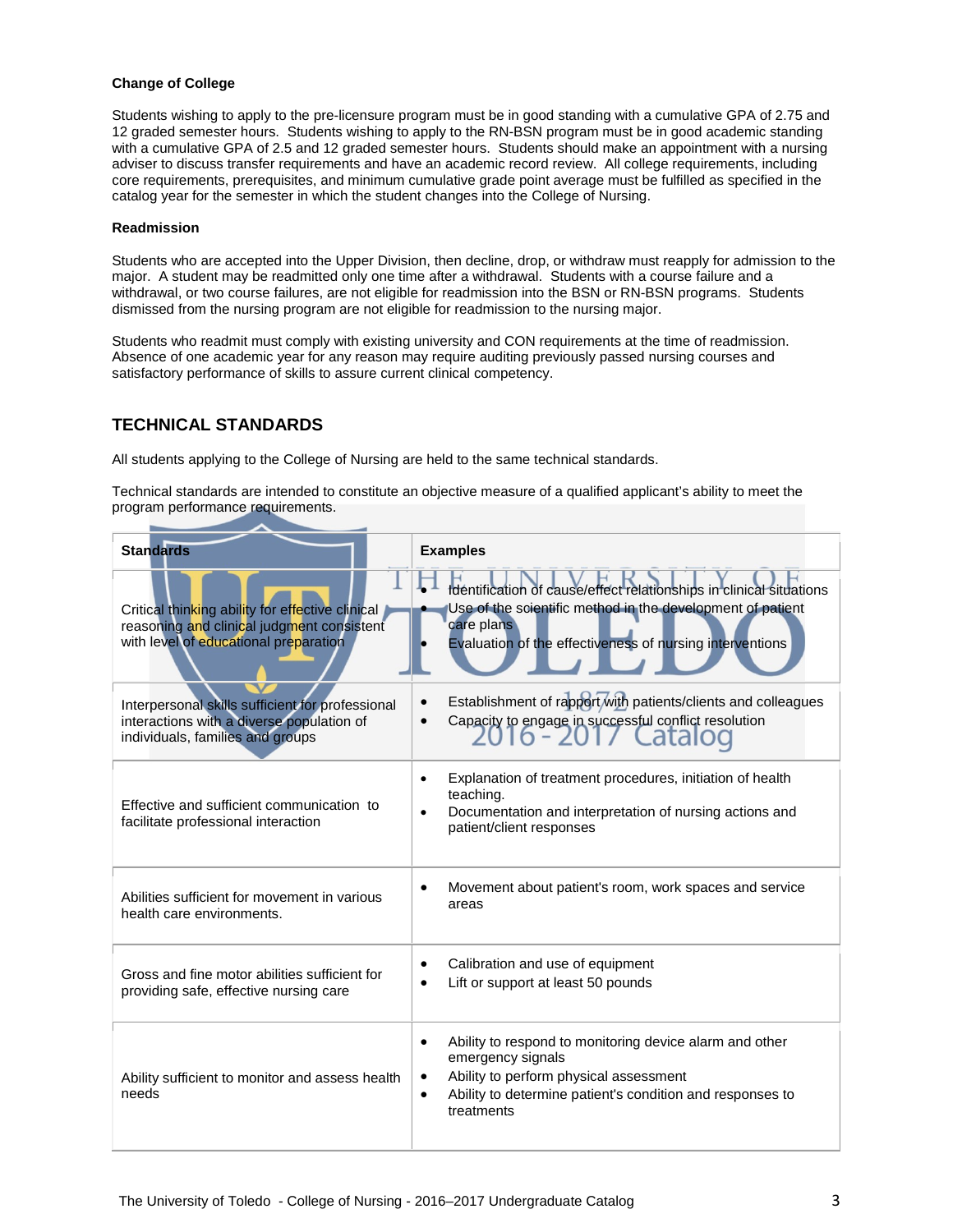**Change of College**

Students wishing to apply to the pre-licensure program must be in good standing with a cumulative GPA of 2.75 and 12 graded semester hours. Students wishing to apply to the RN-BSN program must be in good academic standing with a cumulative GPA of 2.5 and 12 graded semester hours. Students should make an appointment with a nursing adviser to discuss transfer requirements and have an academic record review. All college requirements, including core requirements, prerequisites, and minimum cumulative grade point average must be fulfilled as specified in the catalog year for the semester in which the student changes into the College of Nursing.

**Readmission**

Students who are accepted into the Upper Division, then decline, drop, or withdraw must reapply for admission to the major. A student may be readmitted only one time after a withdrawal. Students with a course failure and a withdrawal, or two course failures, are not eligible for readmission into the BSN or RN-BSN programs. Students dismissed from the nursing program are not eligible for readmission to the nursing major.

Students who readmit must comply with existing university and CON requirements at the time of readmission. Absence of one academic year for any reason may require auditing previously passed nursing courses and satisfactory performance of skills to assure current clinical competency.

## TECHNICAL STANDARDS

All students applying to the College of Nursing are held to the same technical standards.

Technical standards are intended to constitute an objective measure of a qualified applicant's ability to meet the program performance requirements.

| Standards | Examples |
| --- | --- |
| Critical thinking ability for effective clinical reasoning and clinical judgment consistent with level of educational preparation | • Identification of cause/effect relationships in clinical situations<br>• Use of the scientific method in the development of patient care plans<br>• Evaluation of the effectiveness of nursing interventions |
| Interpersonal skills sufficient for professional interactions with a diverse population of individuals, families and groups | • Establishment of rapport with patients/clients and colleagues<br>• Capacity to engage in successful conflict resolution |
| Effective and sufficient communication to facilitate professional interaction | • Explanation of treatment procedures, initiation of health teaching.<br>• Documentation and interpretation of nursing actions and patient/client responses |
| Abilities sufficient for movement in various health care environments. | • Movement about patient's room, work spaces and service areas |
| Gross and fine motor abilities sufficient for providing safe, effective nursing care | • Calibration and use of equipment<br>• Lift or support at least 50 pounds |
| Ability sufficient to monitor and assess health needs | • Ability to respond to monitoring device alarm and other emergency signals<br>• Ability to perform physical assessment<br>• Ability to determine patient's condition and responses to treatments |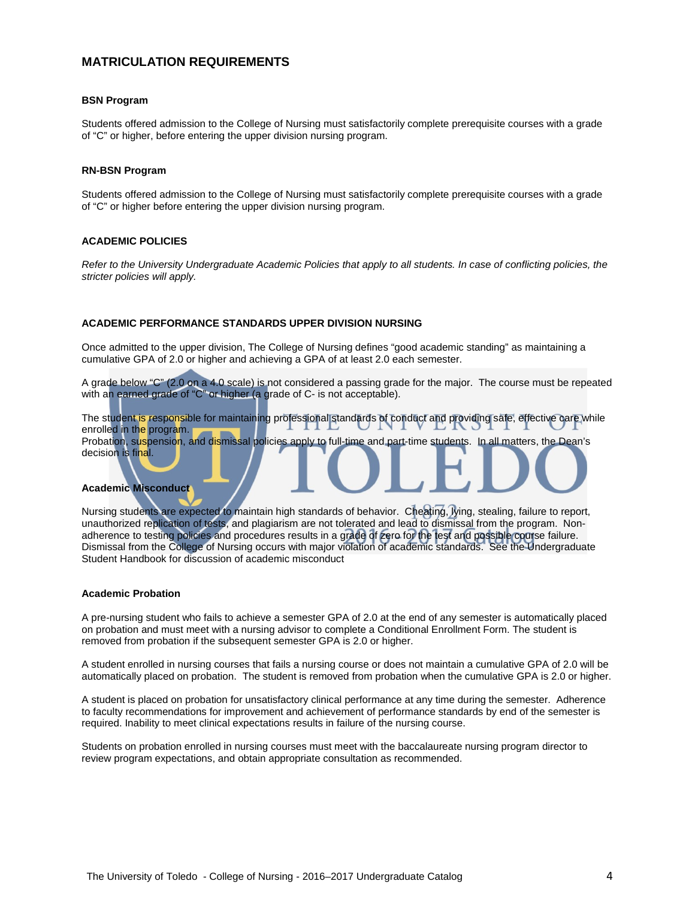## MATRICULATION REQUIREMENTS

### BSN Program

Students offered admission to the College of Nursing must satisfactorily complete prerequisite courses with a grade of "C" or higher, before entering the upper division nursing program.

### RN-BSN Program

Students offered admission to the College of Nursing must satisfactorily complete prerequisite courses with a grade of "C" or higher before entering the upper division nursing program.

## ACADEMIC POLICIES

*Refer to the University Undergraduate Academic Policies that apply to all students. In case of conflicting policies, the stricter policies will apply.*

## ACADEMIC PERFORMANCE STANDARDS UPPER DIVISION NURSING

Once admitted to the upper division, The College of Nursing defines "good academic standing" as maintaining a cumulative GPA of 2.0 or higher and achieving a GPA of at least 2.0 each semester.

A grade below "C" (2.0 on a 4.0 scale) is not considered a passing grade for the major. The course must be repeated with an earned grade of "C" or higher (a grade of C- is not acceptable).

The student is responsible for maintaining professional standards of conduct and providing safe, effective care while enrolled in the program.
Probation, suspension, and dismissal policies apply to full-time and part-time students. In all matters, the Dean's decision is final.

### Academic Misconduct

Nursing students are expected to maintain high standards of behavior. Cheating, lying, stealing, failure to report, unauthorized replication of tests, and plagiarism are not tolerated and lead to dismissal from the program. Non-adherence to testing policies and procedures results in a grade of zero for the test and possible course failure. Dismissal from the College of Nursing occurs with major violation of academic standards. See the Undergraduate Student Handbook for discussion of academic misconduct

### Academic Probation

A pre-nursing student who fails to achieve a semester GPA of 2.0 at the end of any semester is automatically placed on probation and must meet with a nursing advisor to complete a Conditional Enrollment Form. The student is removed from probation if the subsequent semester GPA is 2.0 or higher.

A student enrolled in nursing courses that fails a nursing course or does not maintain a cumulative GPA of 2.0 will be automatically placed on probation. The student is removed from probation when the cumulative GPA is 2.0 or higher.

A student is placed on probation for unsatisfactory clinical performance at any time during the semester. Adherence to faculty recommendations for improvement and achievement of performance standards by end of the semester is required. Inability to meet clinical expectations results in failure of the nursing course.

Students on probation enrolled in nursing courses must meet with the baccalaureate nursing program director to review program expectations, and obtain appropriate consultation as recommended.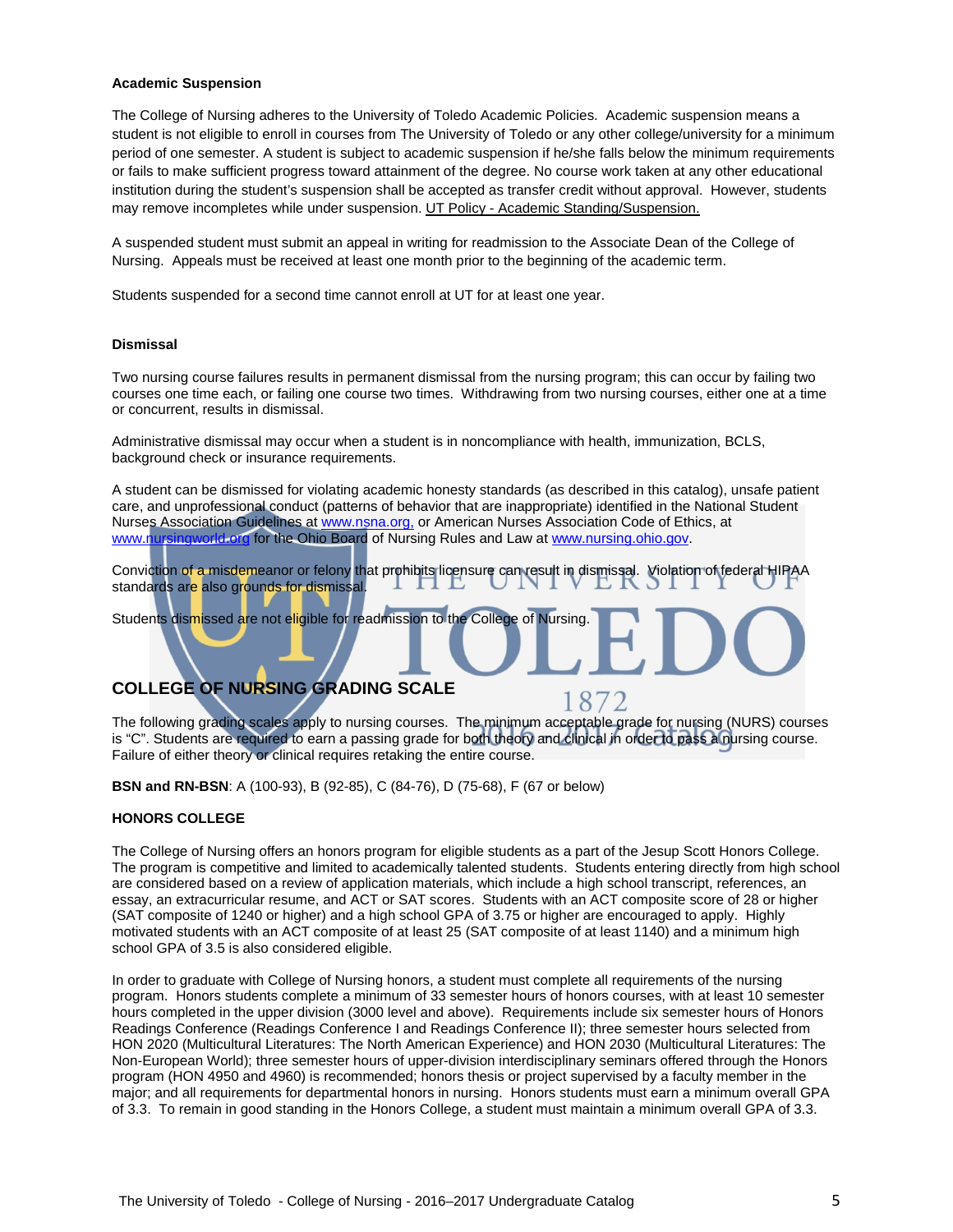**Academic Suspension**

The College of Nursing adheres to the University of Toledo Academic Policies. Academic suspension means a student is not eligible to enroll in courses from The University of Toledo or any other college/university for a minimum period of one semester. A student is subject to academic suspension if he/she falls below the minimum requirements or fails to make sufficient progress toward attainment of the degree. No course work taken at any other educational institution during the student's suspension shall be accepted as transfer credit without approval. However, students may remove incompletes while under suspension. UT Policy - Academic Standing/Suspension.

A suspended student must submit an appeal in writing for readmission to the Associate Dean of the College of Nursing. Appeals must be received at least one month prior to the beginning of the academic term.

Students suspended for a second time cannot enroll at UT for at least one year.

**Dismissal**

Two nursing course failures results in permanent dismissal from the nursing program; this can occur by failing two courses one time each, or failing one course two times. Withdrawing from two nursing courses, either one at a time or concurrent, results in dismissal.

Administrative dismissal may occur when a student is in noncompliance with health, immunization, BCLS, background check or insurance requirements.

A student can be dismissed for violating academic honesty standards (as described in this catalog), unsafe patient care, and unprofessional conduct (patterns of behavior that are inappropriate) identified in the National Student Nurses Association Guidelines at www.nsna.org, or American Nurses Association Code of Ethics, at www.nursingworld.org for the Ohio Board of Nursing Rules and Law at www.nursing.ohio.gov.

Conviction of a misdemeanor or felony that prohibits licensure can result in dismissal. Violation of federal HIPAA standards are also grounds for dismissal.

Students dismissed are not eligible for readmission to the College of Nursing.

## COLLEGE OF NURSING GRADING SCALE

The following grading scales apply to nursing courses. The minimum acceptable grade for nursing (NURS) courses is "C". Students are required to earn a passing grade for both theory and clinical in order to pass a nursing course. Failure of either theory or clinical requires retaking the entire course.

**BSN and RN-BSN**: A (100-93), B (92-85), C (84-76), D (75-68), F (67 or below)

**HONORS COLLEGE**

The College of Nursing offers an honors program for eligible students as a part of the Jesup Scott Honors College. The program is competitive and limited to academically talented students. Students entering directly from high school are considered based on a review of application materials, which include a high school transcript, references, an essay, an extracurricular resume, and ACT or SAT scores. Students with an ACT composite score of 28 or higher (SAT composite of 1240 or higher) and a high school GPA of 3.75 or higher are encouraged to apply. Highly motivated students with an ACT composite of at least 25 (SAT composite of at least 1140) and a minimum high school GPA of 3.5 is also considered eligible.

In order to graduate with College of Nursing honors, a student must complete all requirements of the nursing program. Honors students complete a minimum of 33 semester hours of honors courses, with at least 10 semester hours completed in the upper division (3000 level and above). Requirements include six semester hours of Honors Readings Conference (Readings Conference I and Readings Conference II); three semester hours selected from HON 2020 (Multicultural Literatures: The North American Experience) and HON 2030 (Multicultural Literatures: The Non-European World); three semester hours of upper-division interdisciplinary seminars offered through the Honors program (HON 4950 and 4960) is recommended; honors thesis or project supervised by a faculty member in the major; and all requirements for departmental honors in nursing. Honors students must earn a minimum overall GPA of 3.3. To remain in good standing in the Honors College, a student must maintain a minimum overall GPA of 3.3.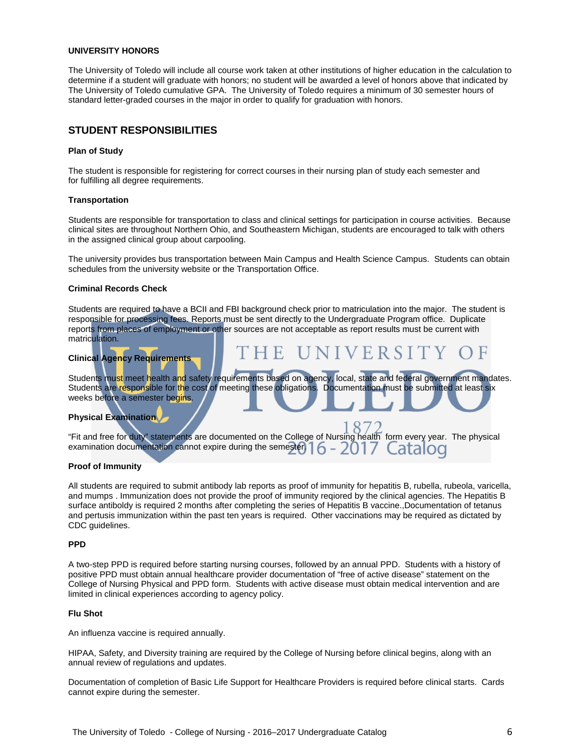#### UNIVERSITY HONORS

The University of Toledo will include all course work taken at other institutions of higher education in the calculation to determine if a student will graduate with honors; no student will be awarded a level of honors above that indicated by The University of Toledo cumulative GPA. The University of Toledo requires a minimum of 30 semester hours of standard letter-graded courses in the major in order to qualify for graduation with honors.

## STUDENT RESPONSIBILITIES

#### Plan of Study

The student is responsible for registering for correct courses in their nursing plan of study each semester and for fulfilling all degree requirements.

#### Transportation

Students are responsible for transportation to class and clinical settings for participation in course activities. Because clinical sites are throughout Northern Ohio, and Southeastern Michigan, students are encouraged to talk with others in the assigned clinical group about carpooling.

The university provides bus transportation between Main Campus and Health Science Campus. Students can obtain schedules from the university website or the Transportation Office.

#### Criminal Records Check

Students are required to have a BCII and FBI background check prior to matriculation into the major. The student is responsible for processing fees. Reports must be sent directly to the Undergraduate Program office. Duplicate reports from places of employment or other sources are not acceptable as report results must be current with matriculation.

#### Clinical Agency Requirements

Students must meet health and safety requirements based on agency, local, state and federal government mandates. Students are responsible for the cost of meeting these obligations. Documentation must be submitted at least six weeks before a semester begins.

#### Physical Examination

"Fit and free for duty" statements are documented on the College of Nursing health form every year. The physical examination documentation cannot expire during the semester.

#### Proof of Immunity

All students are required to submit antibody lab reports as proof of immunity for hepatitis B, rubella, rubeola, varicella, and mumps . Immunization does not provide the proof of immunity reqiored by the clinical agencies. The Hepatitis B surface antiboldy is required 2 months after completing the series of Hepatitis B vaccine.,Documentation of tetanus and pertusis immunization within the past ten years is required. Other vaccinations may be required as dictated by CDC guidelines.

#### PPD

A two-step PPD is required before starting nursing courses, followed by an annual PPD. Students with a history of positive PPD must obtain annual healthcare provider documentation of "free of active disease" statement on the College of Nursing Physical and PPD form. Students with active disease must obtain medical intervention and are limited in clinical experiences according to agency policy.

#### Flu Shot

An influenza vaccine is required annually.

HIPAA, Safety, and Diversity training are required by the College of Nursing before clinical begins, along with an annual review of regulations and updates.

Documentation of completion of Basic Life Support for Healthcare Providers is required before clinical starts. Cards cannot expire during the semester.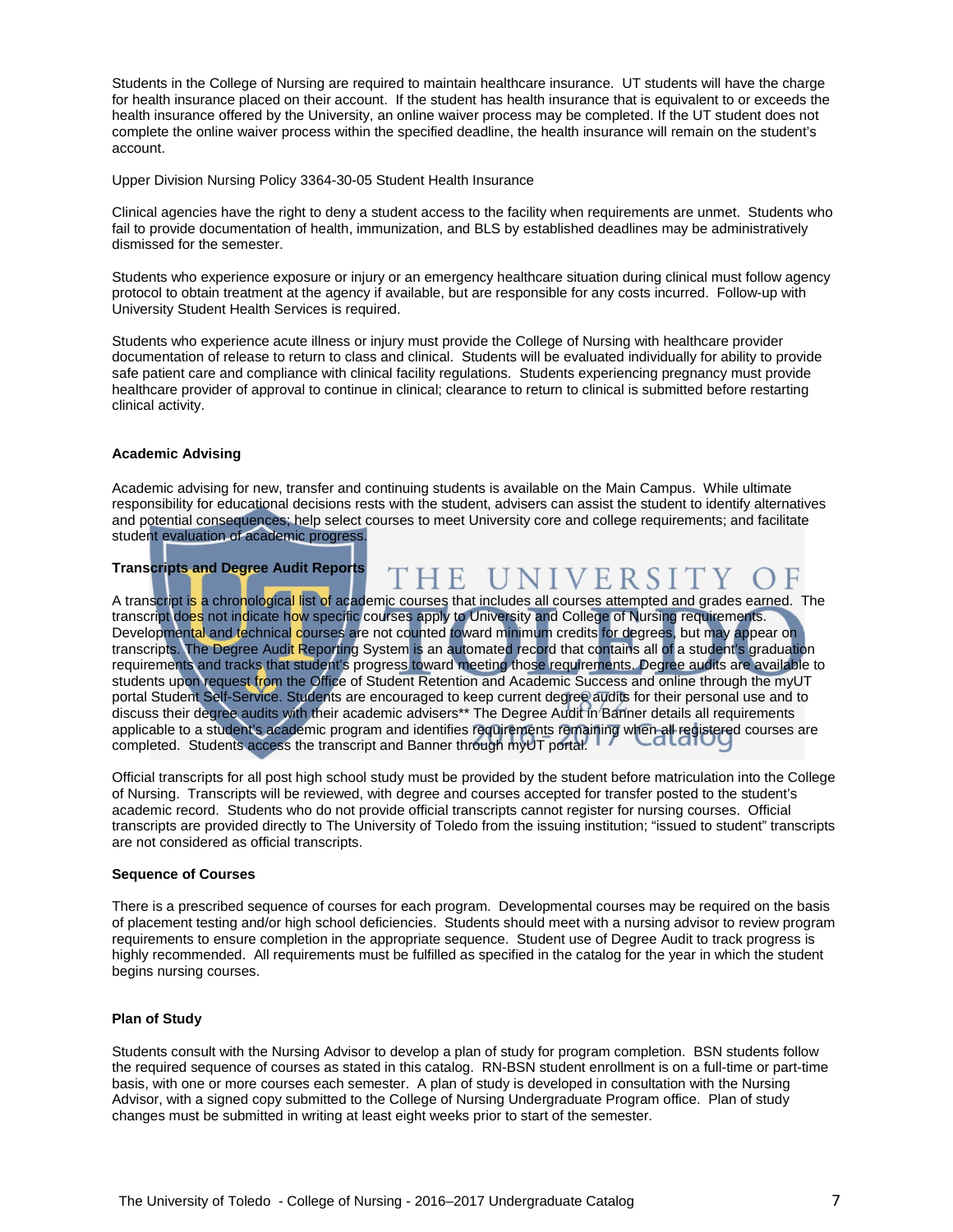Students in the College of Nursing are required to maintain healthcare insurance. UT students will have the charge for health insurance placed on their account. If the student has health insurance that is equivalent to or exceeds the health insurance offered by the University, an online waiver process may be completed. If the UT student does not complete the online waiver process within the specified deadline, the health insurance will remain on the student's account.

Upper Division Nursing Policy 3364-30-05 Student Health Insurance

Clinical agencies have the right to deny a student access to the facility when requirements are unmet. Students who fail to provide documentation of health, immunization, and BLS by established deadlines may be administratively dismissed for the semester.

Students who experience exposure or injury or an emergency healthcare situation during clinical must follow agency protocol to obtain treatment at the agency if available, but are responsible for any costs incurred. Follow-up with University Student Health Services is required.

Students who experience acute illness or injury must provide the College of Nursing with healthcare provider documentation of release to return to class and clinical. Students will be evaluated individually for ability to provide safe patient care and compliance with clinical facility regulations. Students experiencing pregnancy must provide healthcare provider of approval to continue in clinical; clearance to return to clinical is submitted before restarting clinical activity.

**Academic Advising**

Academic advising for new, transfer and continuing students is available on the Main Campus. While ultimate responsibility for educational decisions rests with the student, advisers can assist the student to identify alternatives and potential consequences; help select courses to meet University core and college requirements; and facilitate student evaluation of academic progress.

**Transcripts and Degree Audit Reports**

A transcript is a chronological list of academic courses that includes all courses attempted and grades earned. The transcript does not indicate how specific courses apply to University and College of Nursing requirements. Developmental and technical courses are not counted toward minimum credits for degrees, but may appear on transcripts. The Degree Audit Reporting System is an automated record that contains all of a student's graduation requirements and tracks that student's progress toward meeting those requirements. Degree audits are available to students upon request from the Office of Student Retention and Academic Success and online through the myUT portal Student Self-Service. Students are encouraged to keep current degree audits for their personal use and to discuss their degree audits with their academic advisers** The Degree Audit in Banner details all requirements applicable to a student's academic program and identifies requirements remaining when all registered courses are completed. Students access the transcript and Banner through myUT portal.

Official transcripts for all post high school study must be provided by the student before matriculation into the College of Nursing. Transcripts will be reviewed, with degree and courses accepted for transfer posted to the student's academic record. Students who do not provide official transcripts cannot register for nursing courses. Official transcripts are provided directly to The University of Toledo from the issuing institution; "issued to student" transcripts are not considered as official transcripts.

**Sequence of Courses**

There is a prescribed sequence of courses for each program. Developmental courses may be required on the basis of placement testing and/or high school deficiencies. Students should meet with a nursing advisor to review program requirements to ensure completion in the appropriate sequence. Student use of Degree Audit to track progress is highly recommended. All requirements must be fulfilled as specified in the catalog for the year in which the student begins nursing courses.

**Plan of Study**

Students consult with the Nursing Advisor to develop a plan of study for program completion. BSN students follow the required sequence of courses as stated in this catalog. RN-BSN student enrollment is on a full-time or part-time basis, with one or more courses each semester. A plan of study is developed in consultation with the Nursing Advisor, with a signed copy submitted to the College of Nursing Undergraduate Program office. Plan of study changes must be submitted in writing at least eight weeks prior to start of the semester.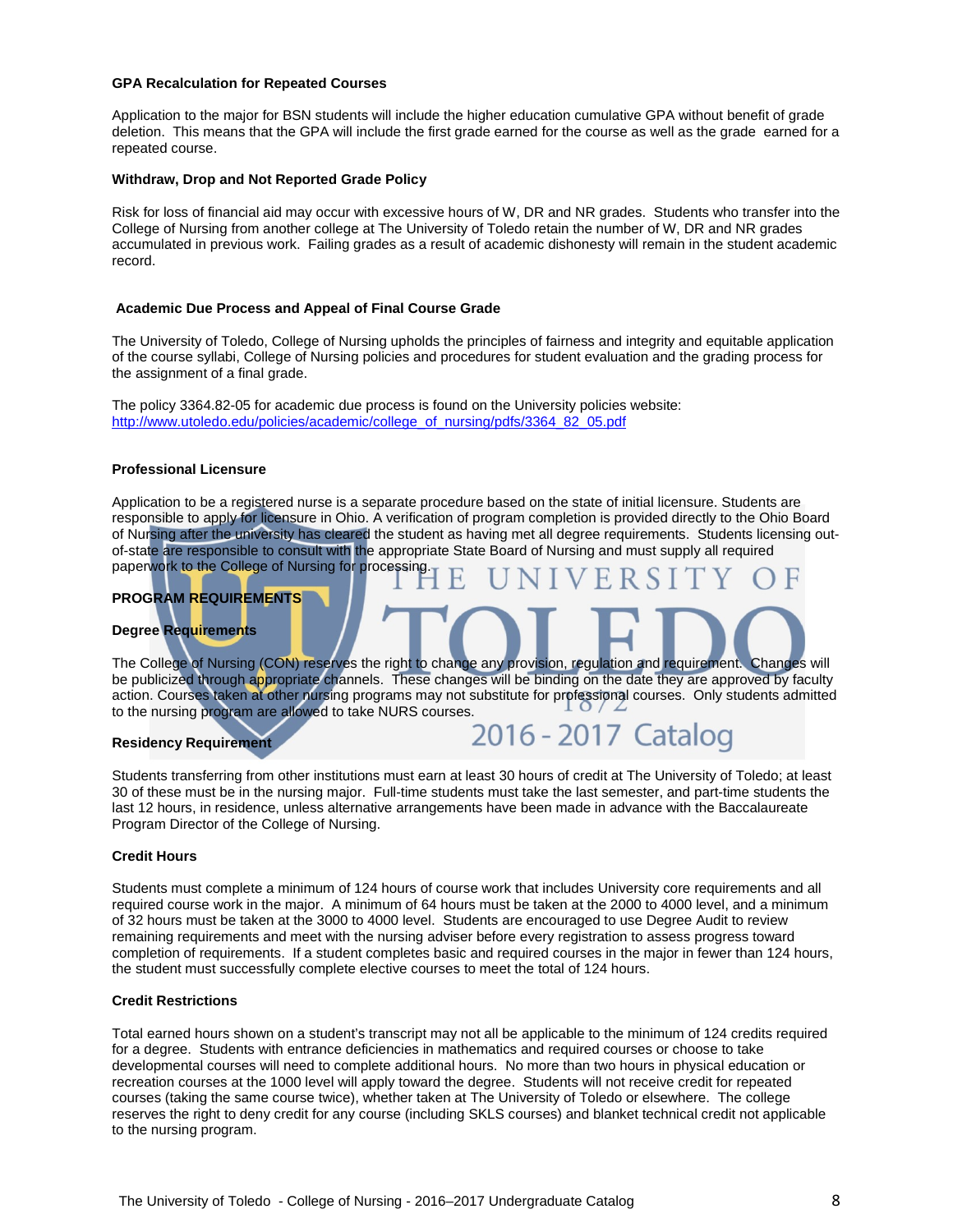### GPA Recalculation for Repeated Courses

Application to the major for BSN students will include the higher education cumulative GPA without benefit of grade deletion. This means that the GPA will include the first grade earned for the course as well as the grade earned for a repeated course.

### Withdraw, Drop and Not Reported Grade Policy

Risk for loss of financial aid may occur with excessive hours of W, DR and NR grades. Students who transfer into the College of Nursing from another college at The University of Toledo retain the number of W, DR and NR grades accumulated in previous work. Failing grades as a result of academic dishonesty will remain in the student academic record.

### Academic Due Process and Appeal of Final Course Grade

The University of Toledo, College of Nursing upholds the principles of fairness and integrity and equitable application of the course syllabi, College of Nursing policies and procedures for student evaluation and the grading process for the assignment of a final grade.

The policy 3364.82-05 for academic due process is found on the University policies website: http://www.utoledo.edu/policies/academic/college_of_nursing/pdfs/3364_82_05.pdf

### Professional Licensure

Application to be a registered nurse is a separate procedure based on the state of initial licensure. Students are responsible to apply for licensure in Ohio. A verification of program completion is provided directly to the Ohio Board of Nursing after the university has cleared the student as having met all degree requirements. Students licensing out-of-state are responsible to consult with the appropriate State Board of Nursing and must supply all required paperwork to the College of Nursing for processing.

## PROGRAM REQUIREMENTS

### Degree Requirements

The College of Nursing (CON) reserves the right to change any provision, regulation and requirement. Changes will be publicized through appropriate channels. These changes will be binding on the date they are approved by faculty action. Courses taken at other nursing programs may not substitute for professional courses. Only students admitted to the nursing program are allowed to take NURS courses.

### Residency Requirement

Students transferring from other institutions must earn at least 30 hours of credit at The University of Toledo; at least 30 of these must be in the nursing major. Full-time students must take the last semester, and part-time students the last 12 hours, in residence, unless alternative arrangements have been made in advance with the Baccalaureate Program Director of the College of Nursing.

### Credit Hours

Students must complete a minimum of 124 hours of course work that includes University core requirements and all required course work in the major. A minimum of 64 hours must be taken at the 2000 to 4000 level, and a minimum of 32 hours must be taken at the 3000 to 4000 level. Students are encouraged to use Degree Audit to review remaining requirements and meet with the nursing adviser before every registration to assess progress toward completion of requirements. If a student completes basic and required courses in the major in fewer than 124 hours, the student must successfully complete elective courses to meet the total of 124 hours.

### Credit Restrictions

Total earned hours shown on a student's transcript may not all be applicable to the minimum of 124 credits required for a degree. Students with entrance deficiencies in mathematics and required courses or choose to take developmental courses will need to complete additional hours. No more than two hours in physical education or recreation courses at the 1000 level will apply toward the degree. Students will not receive credit for repeated courses (taking the same course twice), whether taken at The University of Toledo or elsewhere. The college reserves the right to deny credit for any course (including SKLS courses) and blanket technical credit not applicable to the nursing program.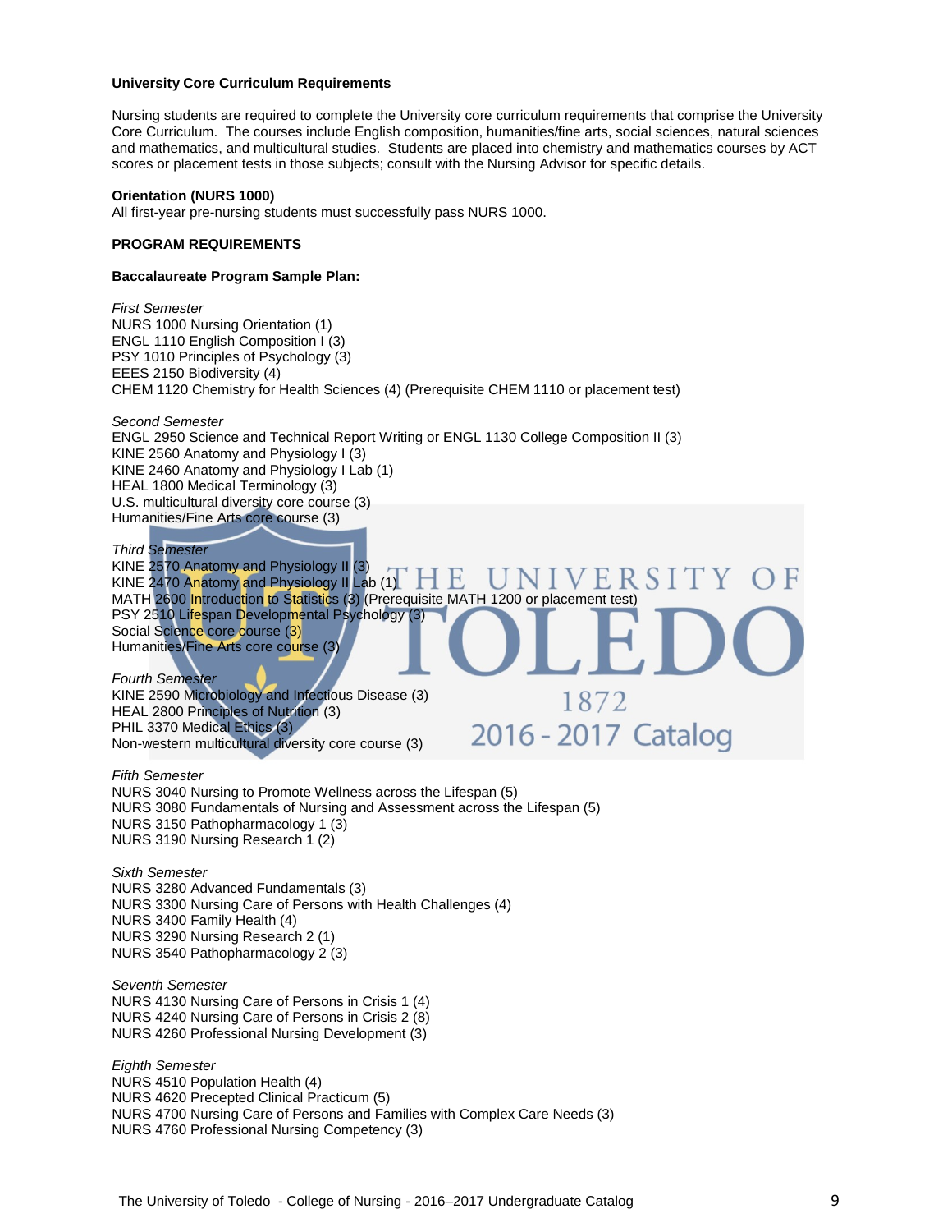**University Core Curriculum Requirements**

Nursing students are required to complete the University core curriculum requirements that comprise the University Core Curriculum. The courses include English composition, humanities/fine arts, social sciences, natural sciences and mathematics, and multicultural studies. Students are placed into chemistry and mathematics courses by ACT scores or placement tests in those subjects; consult with the Nursing Advisor for specific details.

**Orientation (NURS 1000)**

All first-year pre-nursing students must successfully pass NURS 1000.

**PROGRAM REQUIREMENTS**

**Baccalaureate Program Sample Plan:**

*First Semester*

NURS 1000 Nursing Orientation (1)
ENGL 1110 English Composition I (3)
PSY 1010 Principles of Psychology (3)
EEES 2150 Biodiversity (4)
CHEM 1120 Chemistry for Health Sciences (4) (Prerequisite CHEM 1110 or placement test)

*Second Semester*

ENGL 2950 Science and Technical Report Writing or ENGL 1130 College Composition II (3)
KINE 2560 Anatomy and Physiology I (3)
KINE 2460 Anatomy and Physiology I Lab (1)
HEAL 1800 Medical Terminology (3)
U.S. multicultural diversity core course (3)
Humanities/Fine Arts core course (3)

*Third Semester*

KINE 2570 Anatomy and Physiology II (3)
KINE 2470 Anatomy and Physiology II Lab (1)
MATH 2600 Introduction to Statistics (3) (Prerequisite MATH 1200 or placement test)
PSY 2510 Lifespan Developmental Psychology (3)
Social Science core course (3)
Humanities/Fine Arts core course (3)

*Fourth Semester*

KINE 2590 Microbiology and Infectious Disease (3)
HEAL 2800 Principles of Nutrition (3)
PHIL 3370 Medical Ethics (3)
Non-western multicultural diversity core course (3)

*Fifth Semester*

NURS 3040 Nursing to Promote Wellness across the Lifespan (5)
NURS 3080 Fundamentals of Nursing and Assessment across the Lifespan (5)
NURS 3150 Pathopharmacology 1 (3)
NURS 3190 Nursing Research 1 (2)

*Sixth Semester*

NURS 3280 Advanced Fundamentals (3)
NURS 3300 Nursing Care of Persons with Health Challenges (4)
NURS 3400 Family Health (4)
NURS 3290 Nursing Research 2 (1)
NURS 3540 Pathopharmacology 2 (3)

*Seventh Semester*

NURS 4130 Nursing Care of Persons in Crisis 1 (4)
NURS 4240 Nursing Care of Persons in Crisis 2 (8)
NURS 4260 Professional Nursing Development (3)

*Eighth Semester*

NURS 4510 Population Health (4)
NURS 4620 Precepted Clinical Practicum (5)
NURS 4700 Nursing Care of Persons and Families with Complex Care Needs (3)
NURS 4760 Professional Nursing Competency (3)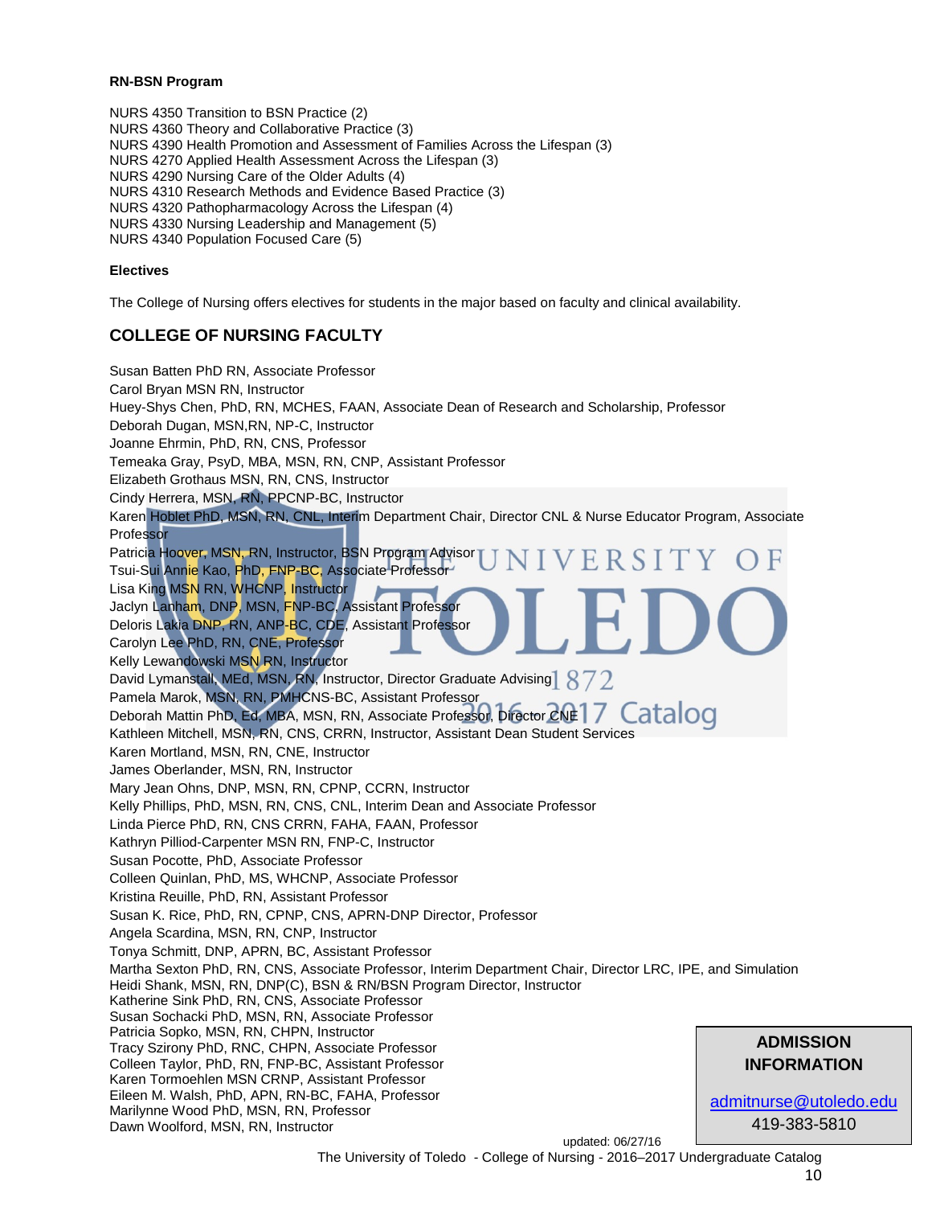**RN-BSN Program**

NURS 4350 Transition to BSN Practice (2)
NURS 4360 Theory and Collaborative Practice (3)
NURS 4390 Health Promotion and Assessment of Families Across the Lifespan (3)
NURS 4270 Applied Health Assessment Across the Lifespan (3)
NURS 4290 Nursing Care of the Older Adults (4)
NURS 4310 Research Methods and Evidence Based Practice (3)
NURS 4320 Pathopharmacology Across the Lifespan (4)
NURS 4330 Nursing Leadership and Management (5)
NURS 4340 Population Focused Care (5)

**Electives**

The College of Nursing offers electives for students in the major based on faculty and clinical availability.

## COLLEGE OF NURSING FACULTY

Susan Batten PhD RN, Associate Professor
Carol Bryan MSN RN, Instructor
Huey-Shys Chen, PhD, RN, MCHES, FAAN, Associate Dean of Research and Scholarship, Professor
Deborah Dugan, MSN,RN, NP-C, Instructor
Joanne Ehrmin, PhD, RN, CNS, Professor
Temeaka Gray, PsyD, MBA, MSN, RN, CNP, Assistant Professor
Elizabeth Grothaus MSN, RN, CNS, Instructor
Cindy Herrera, MSN, RN, PPCNP-BC, Instructor
Karen Hoblet PhD, MSN, RN, CNL, Interim Department Chair, Director CNL & Nurse Educator Program, Associate Professor
Patricia Hoover, MSN, RN, Instructor, BSN Program Advisor
Tsui-Sui Annie Kao, PhD, FNP-BC, Associate Professor
Lisa King MSN RN, WHCNP, Instructor
Jaclyn Lanham, DNP, MSN, FNP-BC, Assistant Professor
Deloris Lakia DNP, RN, ANP-BC, CDE, Assistant Professor
Carolyn Lee PhD, RN, CNE, Professor
Kelly Lewandowski MSN RN, Instructor
David Lymanstall, MEd, MSN, RN, Instructor, Director Graduate Advising
Pamela Marok, MSN, RN, PMHCNS-BC, Assistant Professor
Deborah Mattin PhD, Ed, MBA, MSN, RN, Associate Professor, Director CNE
Kathleen Mitchell, MSN, RN, CNS, CRRN, Instructor, Assistant Dean Student Services
Karen Mortland, MSN, RN, CNE, Instructor
James Oberlander, MSN, RN, Instructor
Mary Jean Ohns, DNP, MSN, RN, CPNP, CCRN, Instructor
Kelly Phillips, PhD, MSN, RN, CNS, CNL, Interim Dean and Associate Professor
Linda Pierce PhD, RN, CNS CRRN, FAHA, FAAN, Professor
Kathryn Pilliod-Carpenter MSN RN, FNP-C, Instructor
Susan Pocotte, PhD, Associate Professor
Colleen Quinlan, PhD, MS, WHCNP, Associate Professor
Kristina Reuille, PhD, RN, Assistant Professor
Susan K. Rice, PhD, RN, CPNP, CNS, APRN-DNP Director, Professor
Angela Scardina, MSN, RN, CNP, Instructor
Tonya Schmitt, DNP, APRN, BC, Assistant Professor
Martha Sexton PhD, RN, CNS, Associate Professor, Interim Department Chair, Director LRC, IPE, and Simulation
Heidi Shank, MSN, RN, DNP(C), BSN & RN/BSN Program Director, Instructor
Katherine Sink PhD, RN, CNS, Associate Professor
Susan Sochacki PhD, MSN, RN, Associate Professor
Patricia Sopko, MSN, RN, CHPN, Instructor
Tracy Szirony PhD, RNC, CHPN, Associate Professor
Colleen Taylor, PhD, RN, FNP-BC, Assistant Professor
Karen Tormoehlen MSN CRNP, Assistant Professor
Eileen M. Walsh, PhD, APN, RN-BC, FAHA, Professor
Marilynne Wood PhD, MSN, RN, Professor
Dawn Woolford, MSN, RN, Instructor

**ADMISSION INFORMATION**

admitnurse@utoledo.edu
419-383-5810

updated: 06/27/16